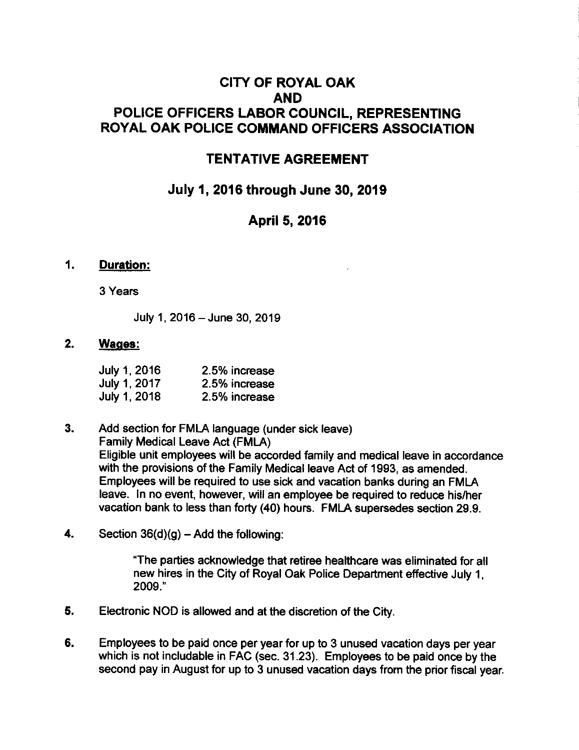# CITY OF ROYAL OAK
# AND
# POLICE OFFICERS LABOR COUNCIL, REPRESENTING ROYAL OAK POLICE COMMAND OFFICERS ASSOCIATION

## TENTATIVE AGREEMENT

## July 1, 2016 through June 30, 2019

## April 5, 2016

1. **Duration:**

   3 Years

   July 1, 2016 – June 30, 2019

2. **Wages:**

   | | |
   |---|---|
   | July 1, 2016 | 2.5% increase |
   | July 1, 2017 | 2.5% increase |
   | July 1, 2018 | 2.5% increase |

3. Add section for FMLA language (under sick leave)
   Family Medical Leave Act (FMLA)
   Eligible unit employees will be accorded family and medical leave in accordance with the provisions of the Family Medical leave Act of 1993, as amended. Employees will be required to use sick and vacation banks during an FMLA leave. In no event, however, will an employee be required to reduce his/her vacation bank to less than forty (40) hours. FMLA supersedes section 29.9.

4. Section 36(d)(g) – Add the following:

   "The parties acknowledge that retiree healthcare was eliminated for all new hires in the City of Royal Oak Police Department effective July 1, 2009."

5. Electronic NOD is allowed and at the discretion of the City.

6. Employees to be paid once per year for up to 3 unused vacation days per year which is not includable in FAC (sec. 31.23). Employees to be paid once by the second pay in August for up to 3 unused vacation days from the prior fiscal year.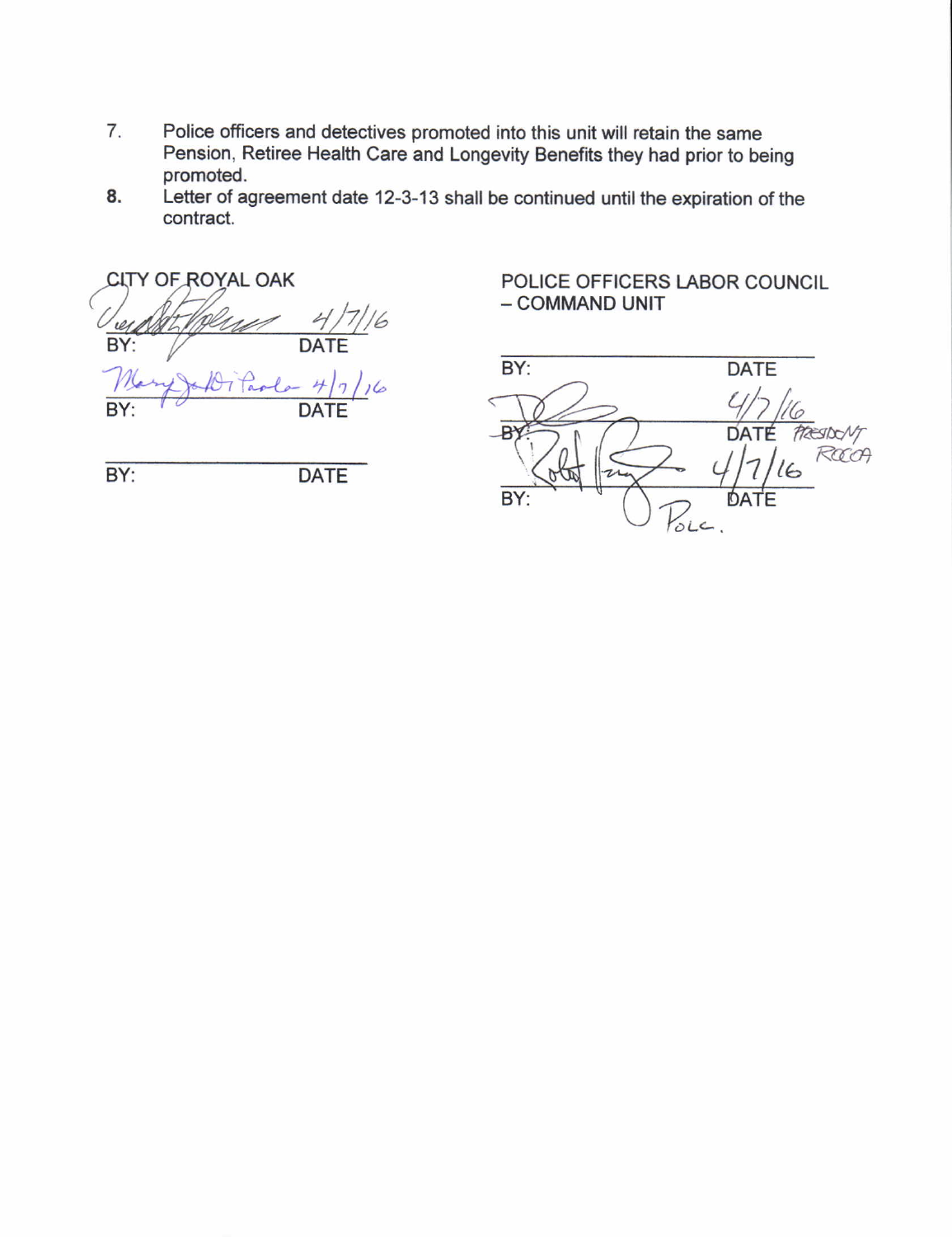7. Police officers and detectives promoted into this unit will retain the same Pension, Retiree Health Care and Longevity Benefits they had prior to being promoted.
8. Letter of agreement date 12-3-13 shall be continued until the expiration of the contract.

| CITY OF ROYAL OAK | | POLICE OFFICERS LABOR COUNCIL – COMMAND UNIT | |
| --- | --- | --- | --- |
| BY: | DATE 4/7/16 | BY: | DATE |
| BY: | DATE 4/7/16 | BY: | DATE 4/7/16 PRESIDENT ROCOA |
| BY: | DATE | BY: | DATE 4/7/16 POLC. |